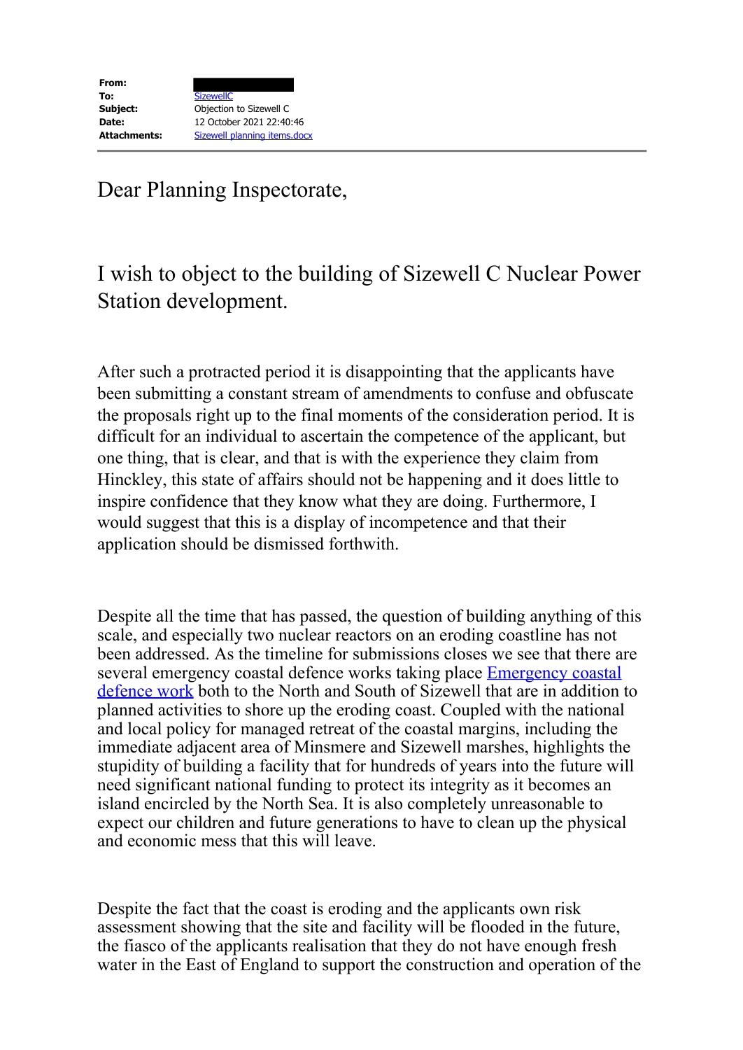| | |
|---|---|
| **From:** | |
| **To:** | SizewellC |
| **Subject:** | Objection to Sizewell C |
| **Date:** | 12 October 2021 22:40:46 |
| **Attachments:** | Sizewell planning items.docx |

Dear Planning Inspectorate,

I wish to object to the building of Sizewell C Nuclear Power Station development.

After such a protracted period it is disappointing that the applicants have been submitting a constant stream of amendments to confuse and obfuscate the proposals right up to the final moments of the consideration period. It is difficult for an individual to ascertain the competence of the applicant, but one thing, that is clear, and that is with the experience they claim from Hinckley, this state of affairs should not be happening and it does little to inspire confidence that they know what they are doing. Furthermore, I would suggest that this is a display of incompetence and that their application should be dismissed forthwith.

Despite all the time that has passed, the question of building anything of this scale, and especially two nuclear reactors on an eroding coastline has not been addressed. As the timeline for submissions closes we see that there are several emergency coastal defence works taking place Emergency coastal defence work both to the North and South of Sizewell that are in addition to planned activities to shore up the eroding coast. Coupled with the national and local policy for managed retreat of the coastal margins, including the immediate adjacent area of Minsmere and Sizewell marshes, highlights the stupidity of building a facility that for hundreds of years into the future will need significant national funding to protect its integrity as it becomes an island encircled by the North Sea. It is also completely unreasonable to expect our children and future generations to have to clean up the physical and economic mess that this will leave.

Despite the fact that the coast is eroding and the applicants own risk assessment showing that the site and facility will be flooded in the future, the fiasco of the applicants realisation that they do not have enough fresh water in the East of England to support the construction and operation of the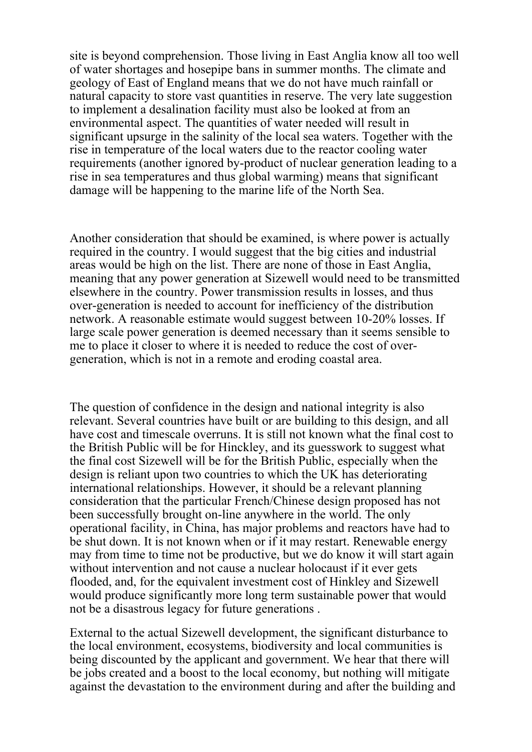site is beyond comprehension. Those living in East Anglia know all too well of water shortages and hosepipe bans in summer months. The climate and geology of East of England means that we do not have much rainfall or natural capacity to store vast quantities in reserve. The very late suggestion to implement a desalination facility must also be looked at from an environmental aspect. The quantities of water needed will result in significant upsurge in the salinity of the local sea waters. Together with the rise in temperature of the local waters due to the reactor cooling water requirements (another ignored by-product of nuclear generation leading to a rise in sea temperatures and thus global warming) means that significant damage will be happening to the marine life of the North Sea.

Another consideration that should be examined, is where power is actually required in the country. I would suggest that the big cities and industrial areas would be high on the list. There are none of those in East Anglia, meaning that any power generation at Sizewell would need to be transmitted elsewhere in the country. Power transmission results in losses, and thus over-generation is needed to account for inefficiency of the distribution network. A reasonable estimate would suggest between 10-20% losses. If large scale power generation is deemed necessary than it seems sensible to me to place it closer to where it is needed to reduce the cost of over-generation, which is not in a remote and eroding coastal area.

The question of confidence in the design and national integrity is also relevant. Several countries have built or are building to this design, and all have cost and timescale overruns. It is still not known what the final cost to the British Public will be for Hinckley, and its guesswork to suggest what the final cost Sizewell will be for the British Public, especially when the design is reliant upon two countries to which the UK has deteriorating international relationships. However, it should be a relevant planning consideration that the particular French/Chinese design proposed has not been successfully brought on-line anywhere in the world. The only operational facility, in China, has major problems and reactors have had to be shut down. It is not known when or if it may restart. Renewable energy may from time to time not be productive, but we do know it will start again without intervention and not cause a nuclear holocaust if it ever gets flooded, and, for the equivalent investment cost of Hinkley and Sizewell would produce significantly more long term sustainable power that would not be a disastrous legacy for future generations .

External to the actual Sizewell development, the significant disturbance to the local environment, ecosystems, biodiversity and local communities is being discounted by the applicant and government. We hear that there will be jobs created and a boost to the local economy, but nothing will mitigate against the devastation to the environment during and after the building and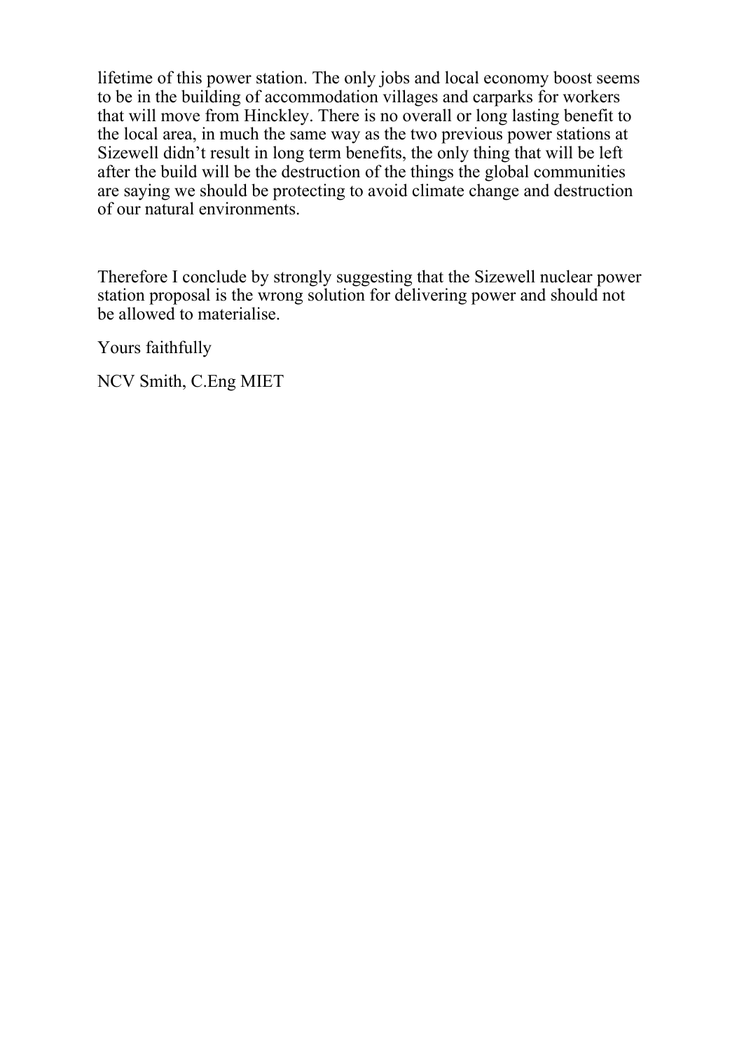lifetime of this power station. The only jobs and local economy boost seems to be in the building of accommodation villages and carparks for workers that will move from Hinckley. There is no overall or long lasting benefit to the local area, in much the same way as the two previous power stations at Sizewell didn't result in long term benefits, the only thing that will be left after the build will be the destruction of the things the global communities are saying we should be protecting to avoid climate change and destruction of our natural environments.

Therefore I conclude by strongly suggesting that the Sizewell nuclear power station proposal is the wrong solution for delivering power and should not be allowed to materialise.

Yours faithfully

NCV Smith, C.Eng MIET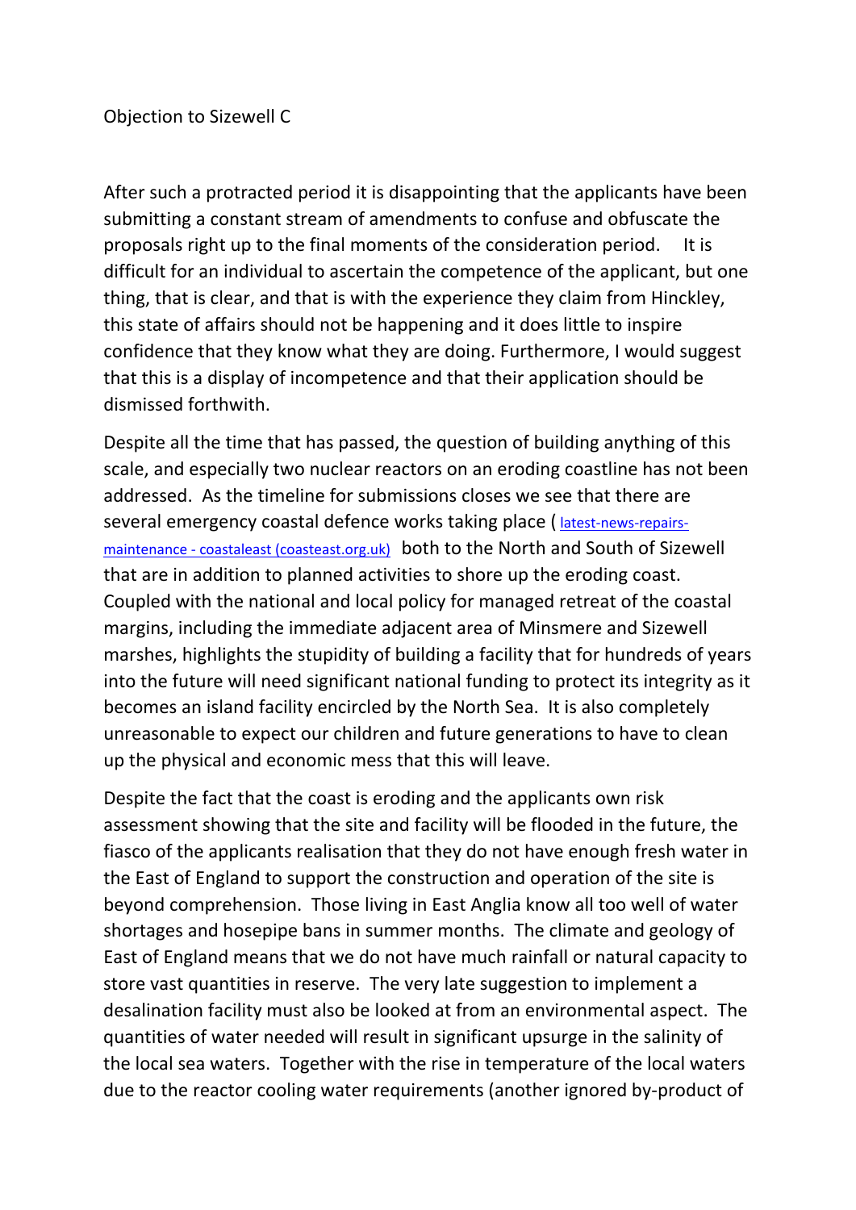Objection to Sizewell C

After such a protracted period it is disappointing that the applicants have been submitting a constant stream of amendments to confuse and obfuscate the proposals right up to the final moments of the consideration period. It is difficult for an individual to ascertain the competence of the applicant, but one thing, that is clear, and that is with the experience they claim from Hinckley, this state of affairs should not be happening and it does little to inspire confidence that they know what they are doing. Furthermore, I would suggest that this is a display of incompetence and that their application should be dismissed forthwith.

Despite all the time that has passed, the question of building anything of this scale, and especially two nuclear reactors on an eroding coastline has not been addressed. As the timeline for submissions closes we see that there are several emergency coastal defence works taking place ( [latest-news-repairs-maintenance - coastaleast (coasteast.org.uk)](coasteast.org.uk) both to the North and South of Sizewell that are in addition to planned activities to shore up the eroding coast. Coupled with the national and local policy for managed retreat of the coastal margins, including the immediate adjacent area of Minsmere and Sizewell marshes, highlights the stupidity of building a facility that for hundreds of years into the future will need significant national funding to protect its integrity as it becomes an island facility encircled by the North Sea. It is also completely unreasonable to expect our children and future generations to have to clean up the physical and economic mess that this will leave.

Despite the fact that the coast is eroding and the applicants own risk assessment showing that the site and facility will be flooded in the future, the fiasco of the applicants realisation that they do not have enough fresh water in the East of England to support the construction and operation of the site is beyond comprehension. Those living in East Anglia know all too well of water shortages and hosepipe bans in summer months. The climate and geology of East of England means that we do not have much rainfall or natural capacity to store vast quantities in reserve. The very late suggestion to implement a desalination facility must also be looked at from an environmental aspect. The quantities of water needed will result in significant upsurge in the salinity of the local sea waters. Together with the rise in temperature of the local waters due to the reactor cooling water requirements (another ignored by-product of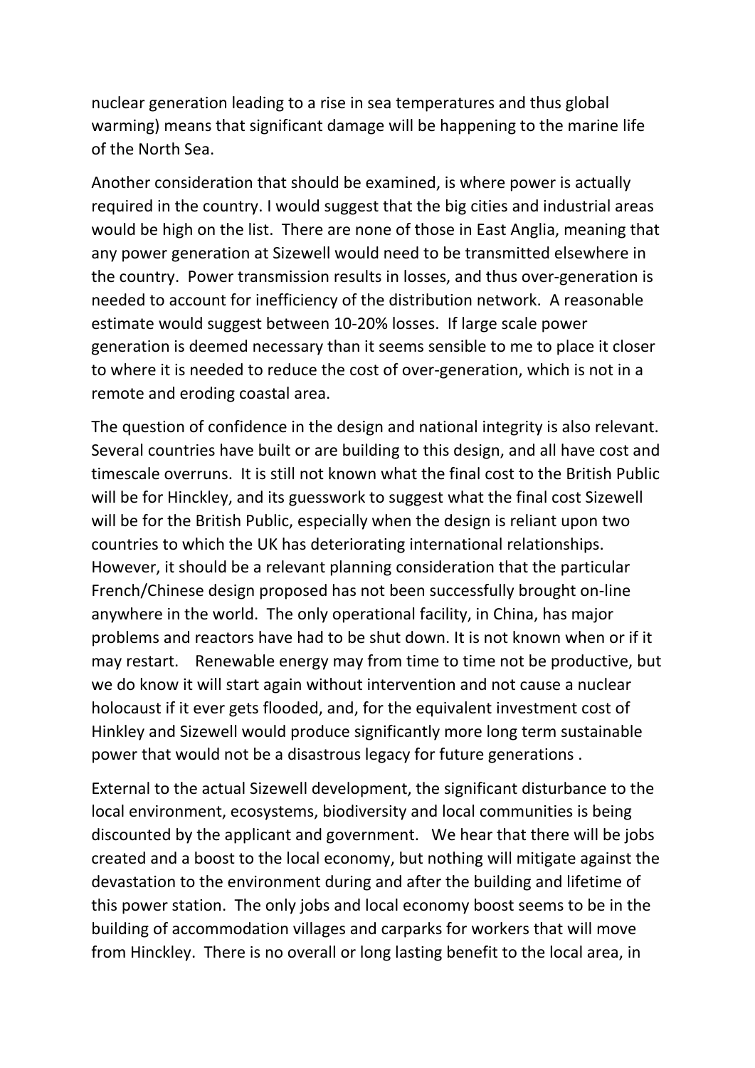nuclear generation leading to a rise in sea temperatures and thus global warming) means that significant damage will be happening to the marine life of the North Sea.

Another consideration that should be examined, is where power is actually required in the country. I would suggest that the big cities and industrial areas would be high on the list. There are none of those in East Anglia, meaning that any power generation at Sizewell would need to be transmitted elsewhere in the country. Power transmission results in losses, and thus over-generation is needed to account for inefficiency of the distribution network. A reasonable estimate would suggest between 10-20% losses. If large scale power generation is deemed necessary than it seems sensible to me to place it closer to where it is needed to reduce the cost of over-generation, which is not in a remote and eroding coastal area.

The question of confidence in the design and national integrity is also relevant. Several countries have built or are building to this design, and all have cost and timescale overruns. It is still not known what the final cost to the British Public will be for Hinckley, and its guesswork to suggest what the final cost Sizewell will be for the British Public, especially when the design is reliant upon two countries to which the UK has deteriorating international relationships. However, it should be a relevant planning consideration that the particular French/Chinese design proposed has not been successfully brought on-line anywhere in the world. The only operational facility, in China, has major problems and reactors have had to be shut down. It is not known when or if it may restart. Renewable energy may from time to time not be productive, but we do know it will start again without intervention and not cause a nuclear holocaust if it ever gets flooded, and, for the equivalent investment cost of Hinkley and Sizewell would produce significantly more long term sustainable power that would not be a disastrous legacy for future generations .

External to the actual Sizewell development, the significant disturbance to the local environment, ecosystems, biodiversity and local communities is being discounted by the applicant and government. We hear that there will be jobs created and a boost to the local economy, but nothing will mitigate against the devastation to the environment during and after the building and lifetime of this power station. The only jobs and local economy boost seems to be in the building of accommodation villages and carparks for workers that will move from Hinckley. There is no overall or long lasting benefit to the local area, in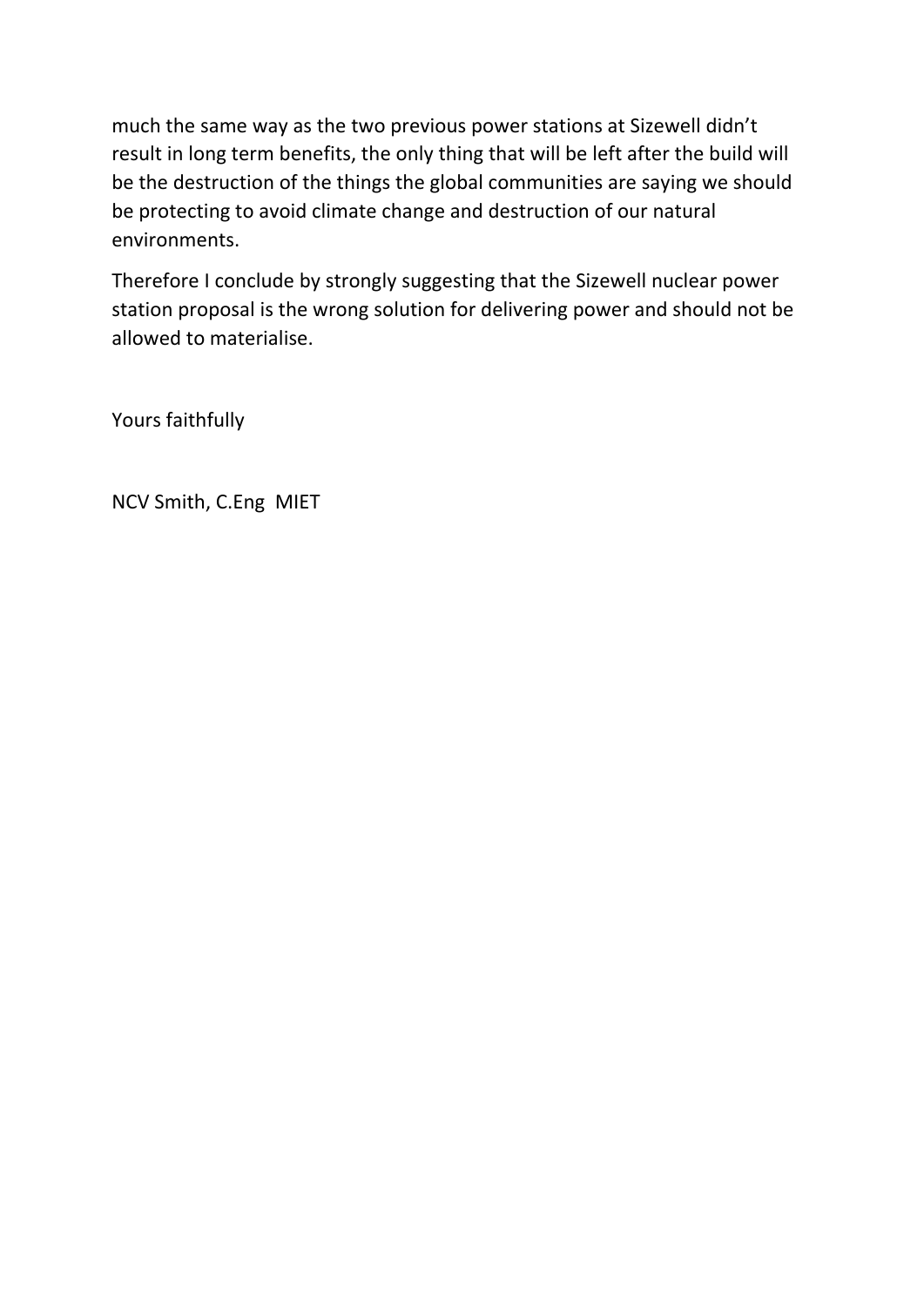much the same way as the two previous power stations at Sizewell didn't result in long term benefits, the only thing that will be left after the build will be the destruction of the things the global communities are saying we should be protecting to avoid climate change and destruction of our natural environments.

Therefore I conclude by strongly suggesting that the Sizewell nuclear power station proposal is the wrong solution for delivering power and should not be allowed to materialise.

Yours faithfully

NCV Smith, C.Eng MIET